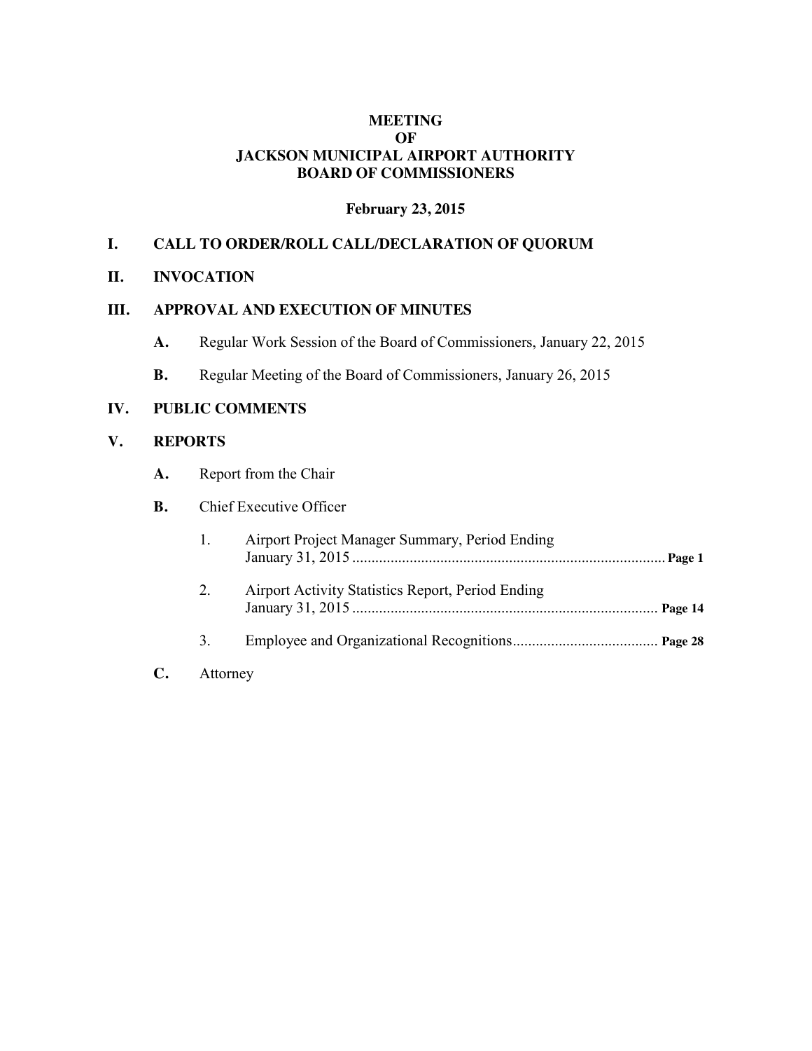# MEETING
# OF
# JACKSON MUNICIPAL AIRPORT AUTHORITY
# BOARD OF COMMISSIONERS

**February 23, 2015**

## I. CALL TO ORDER/ROLL CALL/DECLARATION OF QUORUM

## II. INVOCATION

## III. APPROVAL AND EXECUTION OF MINUTES

**A.** Regular Work Session of the Board of Commissioners, January 22, 2015

**B.** Regular Meeting of the Board of Commissioners, January 26, 2015

## IV. PUBLIC COMMENTS

## V. REPORTS

**A.** Report from the Chair

**B.** Chief Executive Officer

1. Airport Project Manager Summary, Period Ending January 31, 2015 ................................................................................. **Page 1**

2. Airport Activity Statistics Report, Period Ending January 31, 2015 ................................................................................ **Page 14**

3. Employee and Organizational Recognitions...................................... **Page 28**

**C.** Attorney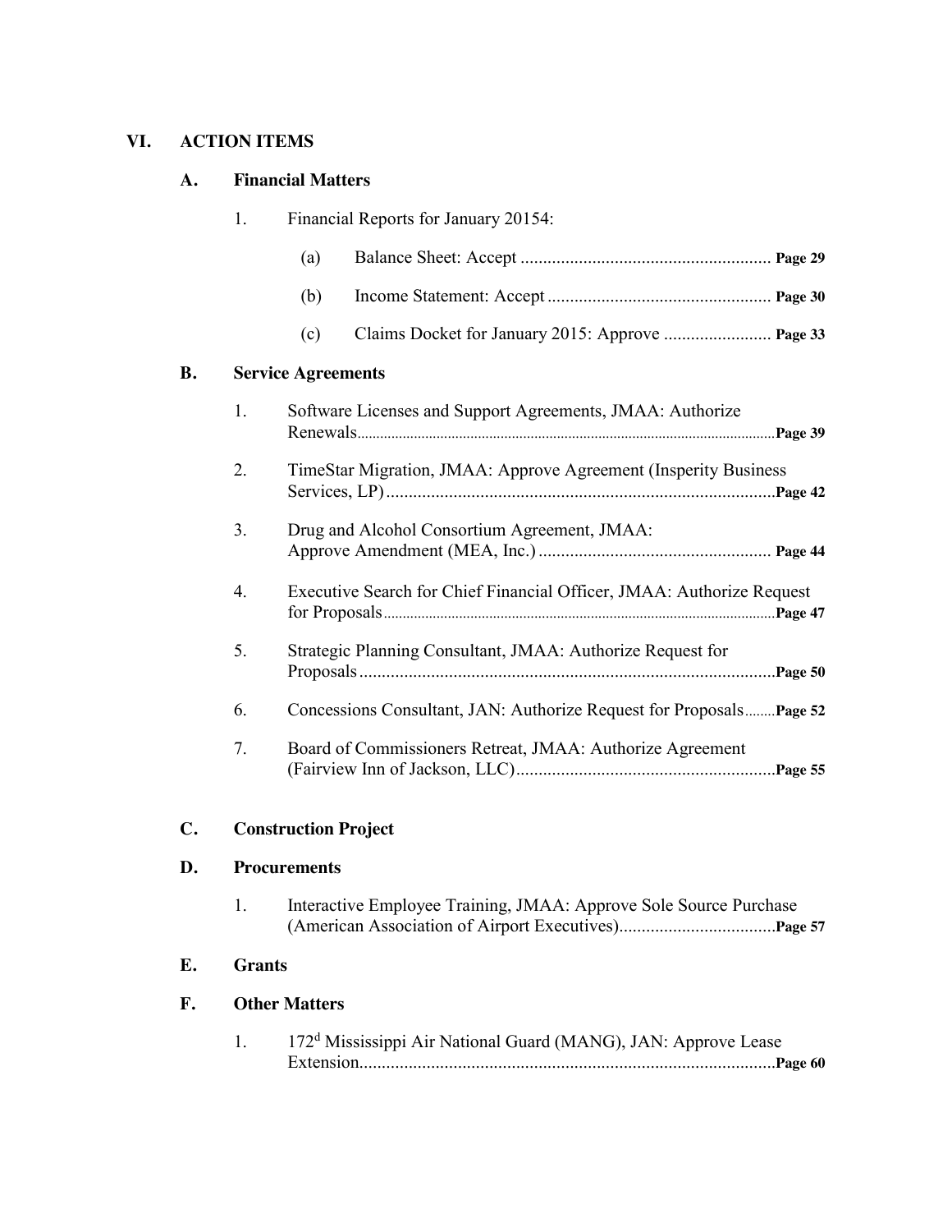## VI. ACTION ITEMS

### A. Financial Matters

1. Financial Reports for January 20154:

   (a) Balance Sheet: Accept ........................................................ **Page 29**

   (b) Income Statement: Accept .................................................. **Page 30**

   (c) Claims Docket for January 2015: Approve ........................ **Page 33**

### B. Service Agreements

1. Software Licenses and Support Agreements, JMAA: Authorize Renewals.............................................................................................................**Page 39**

2. TimeStar Migration, JMAA: Approve Agreement (Insperity Business Services, LP).......................................................................................**Page 42**

3. Drug and Alcohol Consortium Agreement, JMAA: Approve Amendment (MEA, Inc.) .................................................... **Page 44**

4. Executive Search for Chief Financial Officer, JMAA: Authorize Request for Proposals.......................................................................................................**Page 47**

5. Strategic Planning Consultant, JMAA: Authorize Request for Proposals.............................................................................................**Page 50**

6. Concessions Consultant, JAN: Authorize Request for Proposals........**Page 52**

7. Board of Commissioners Retreat, JMAA: Authorize Agreement (Fairview Inn of Jackson, LLC)..........................................................**Page 55**

### C. Construction Project

### D. Procurements

1. Interactive Employee Training, JMAA: Approve Sole Source Purchase (American Association of Airport Executives)..................................**Page 57**

### E. Grants

### F. Other Matters

1. 172[d] Mississippi Air National Guard (MANG), JAN: Approve Lease Extension.............................................................................................**Page 60**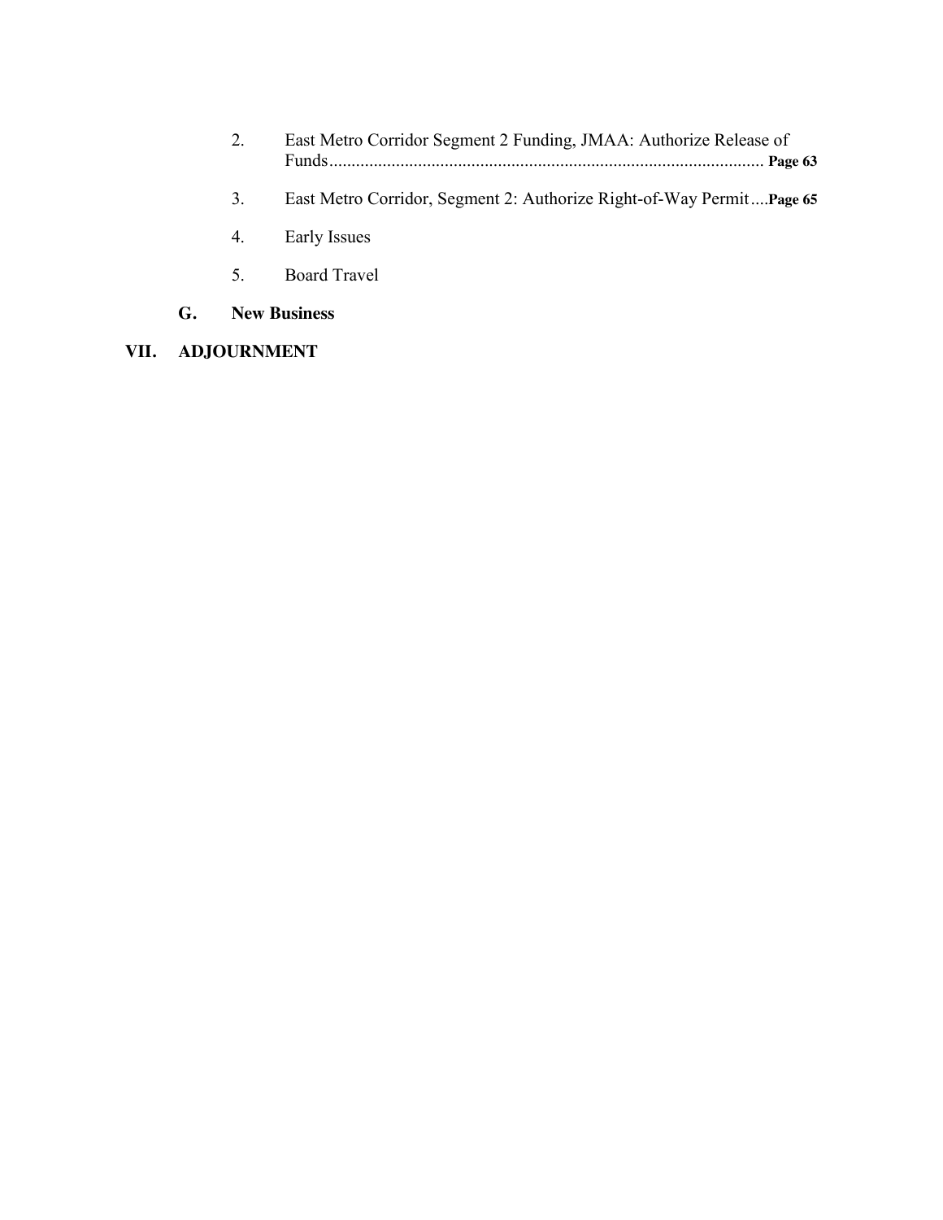2. East Metro Corridor Segment 2 Funding, JMAA: Authorize Release of Funds.................................................................................................. **Page 63**

3. East Metro Corridor, Segment 2: Authorize Right-of-Way Permit....**Page 65**

4. Early Issues

5. Board Travel

**G. New Business**

**VII. ADJOURNMENT**